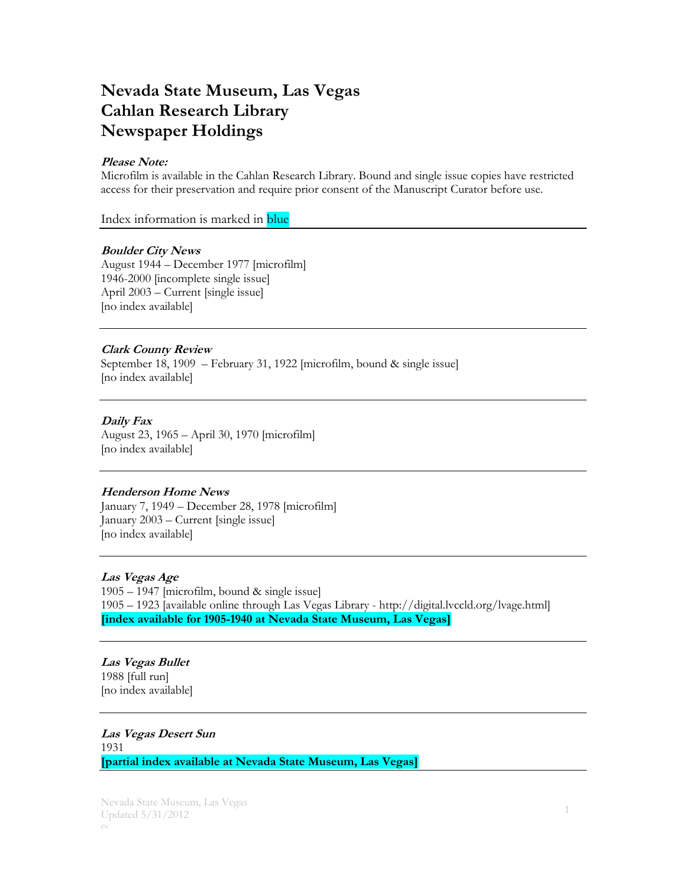# Nevada State Museum, Las Vegas
# Cahlan Research Library
# Newspaper Holdings

***Please Note:***
Microfilm is available in the Cahlan Research Library. Bound and single issue copies have restricted access for their preservation and require prior consent of the Manuscript Curator before use.

Index information is marked in blue

---

***Boulder City News***
August 1944 – December 1977 [microfilm]
1946-2000 [incomplete single issue]
April 2003 – Current [single issue]
[no index available]

---

***Clark County Review***
September 18, 1909 – February 31, 1922 [microfilm, bound & single issue]
[no index available]

---

***Daily Fax***
August 23, 1965 – April 30, 1970 [microfilm]
[no index available]

---

***Henderson Home News***
January 7, 1949 – December 28, 1978 [microfilm]
January 2003 – Current [single issue]
[no index available]

---

***Las Vegas Age***
1905 – 1947 [microfilm, bound & single issue]
1905 – 1923 [available online through Las Vegas Library - http://digital.lvccld.org/lvage.html]
**[index available for 1905-1940 at Nevada State Museum, Las Vegas]**

---

***Las Vegas Bullet***
1988 [full run]
[no index available]

---

***Las Vegas Desert Sun***
1931
**[partial index available at Nevada State Museum, Las Vegas]**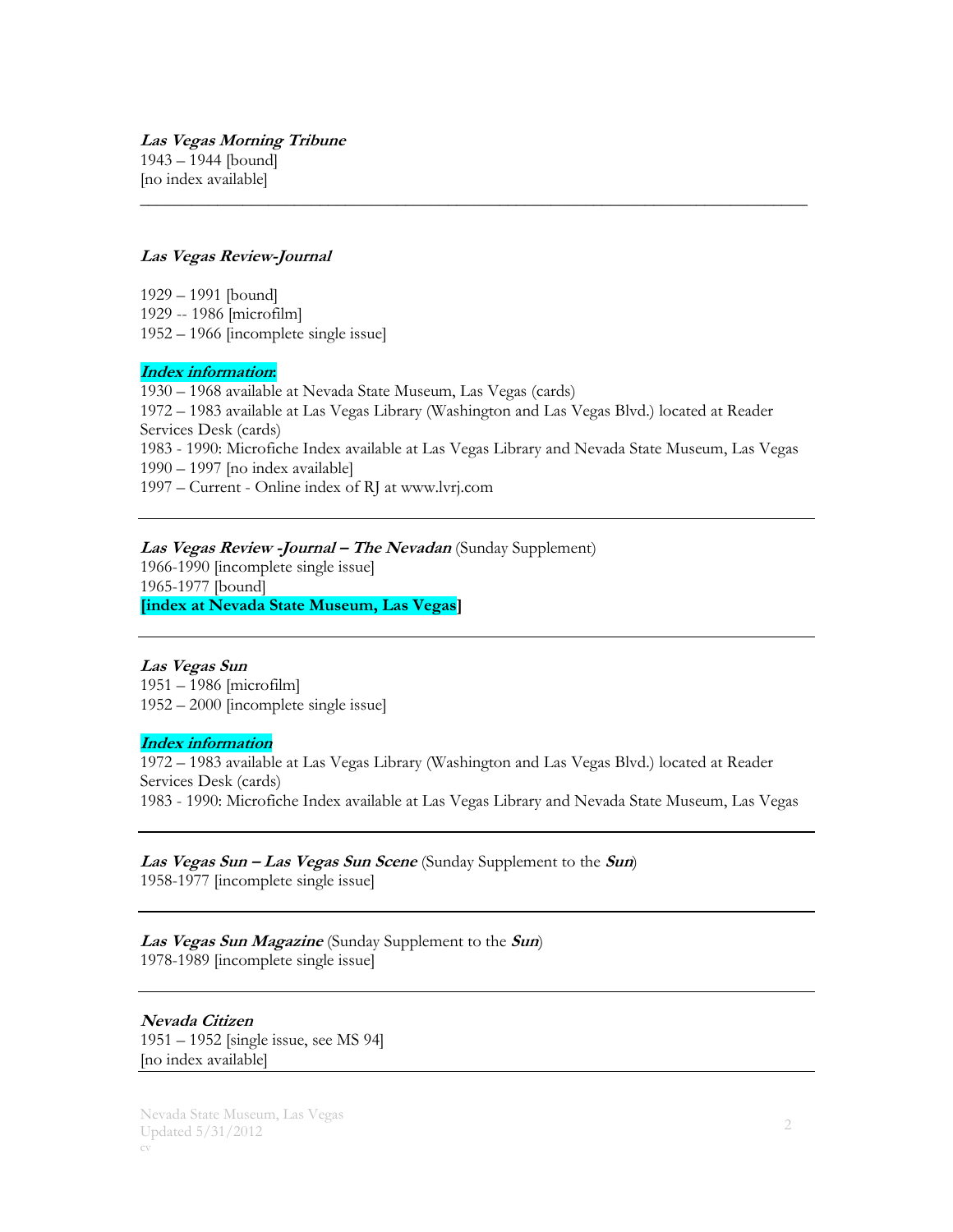***Las Vegas Morning Tribune***
1943 – 1944 [bound]
[no index available]

---

***Las Vegas Review-Journal***

1929 – 1991 [bound]
1929 -- 1986 [microfilm]
1952 – 1966 [incomplete single issue]

***Index information*:**
1930 – 1968 available at Nevada State Museum, Las Vegas (cards)
1972 – 1983 available at Las Vegas Library (Washington and Las Vegas Blvd.) located at Reader Services Desk (cards)
1983 - 1990: Microfiche Index available at Las Vegas Library and Nevada State Museum, Las Vegas
1990 – 1997 [no index available]
1997 – Current - Online index of RJ at www.lvrj.com

---

***Las Vegas Review -Journal – The Nevadan*** (Sunday Supplement)
1966-1990 [incomplete single issue]
1965-1977 [bound]
**[index at Nevada State Museum, Las Vegas]**

---

***Las Vegas Sun***
1951 – 1986 [microfilm]
1952 – 2000 [incomplete single issue]

***Index information***
1972 – 1983 available at Las Vegas Library (Washington and Las Vegas Blvd.) located at Reader Services Desk (cards)
1983 - 1990: Microfiche Index available at Las Vegas Library and Nevada State Museum, Las Vegas

---

***Las Vegas Sun – Las Vegas Sun Scene*** (Sunday Supplement to the ***Sun***)
1958-1977 [incomplete single issue]

---

***Las Vegas Sun Magazine*** (Sunday Supplement to the ***Sun***)
1978-1989 [incomplete single issue]

---

***Nevada Citizen***
1951 – 1952 [single issue, see MS 94]
[no index available]

---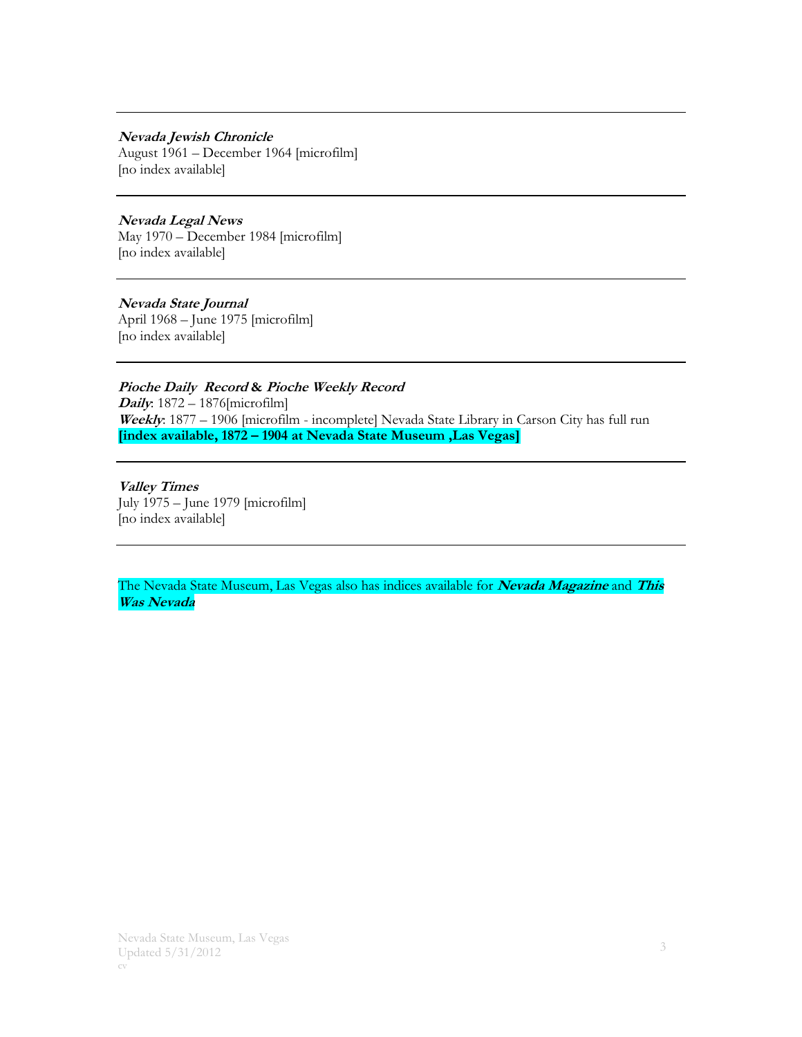***Nevada Jewish Chronicle***
August 1961 – December 1964 [microfilm]
[no index available]

---

***Nevada Legal News***
May 1970 – December 1984 [microfilm]
[no index available]

---

***Nevada State Journal***
April 1968 – June 1975 [microfilm]
[no index available]

---

***Pioche Daily Record* & *Pioche Weekly Record***
***Daily***: 1872 – 1876[microfilm]
***Weekly***: 1877 – 1906 [microfilm - incomplete] Nevada State Library in Carson City has full run
**[index available, 1872 – 1904 at Nevada State Museum ,Las Vegas]**

---

***Valley Times***
July 1975 – June 1979 [microfilm]
[no index available]

---

The Nevada State Museum, Las Vegas also has indices available for ***Nevada Magazine*** and ***This Was Nevada***